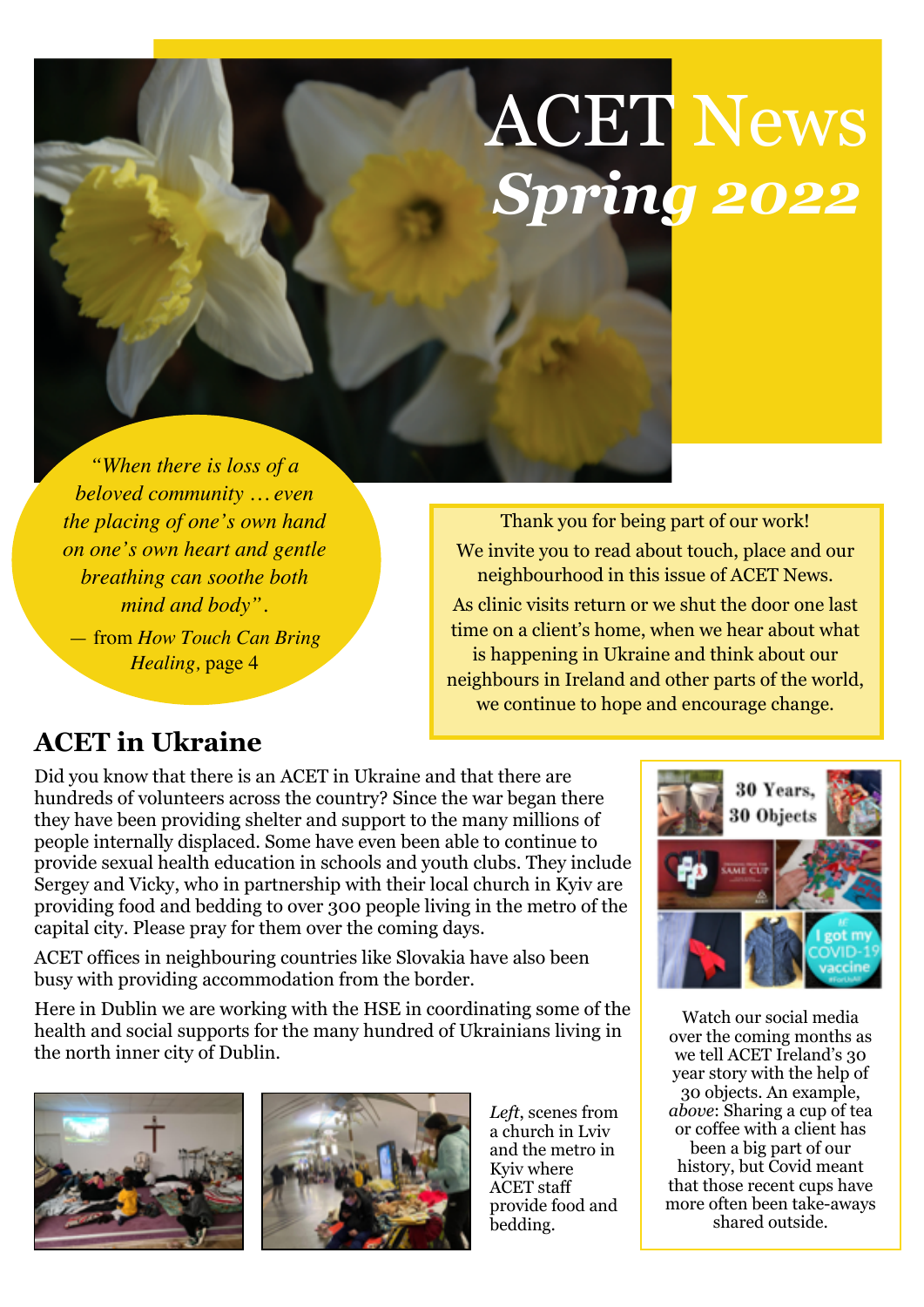# ACET News *Spring 2022*

> *"When there is loss of a beloved community … even the placing of one's own hand on one's own heart and gentle breathing can soothe both mind and body".*
>
> — from *How Touch Can Bring Healing*, page 4

Thank you for being part of our work!

We invite you to read about touch, place and our neighbourhood in this issue of ACET News.

As clinic visits return or we shut the door one last time on a client's home, when we hear about what is happening in Ukraine and think about our neighbours in Ireland and other parts of the world, we continue to hope and encourage change.

## ACET in Ukraine

Did you know that there is an ACET in Ukraine and that there are hundreds of volunteers across the country? Since the war began there they have been providing shelter and support to the many millions of people internally displaced. Some have even been able to continue to provide sexual health education in schools and youth clubs. They include Sergey and Vicky, who in partnership with their local church in Kyiv are providing food and bedding to over 300 people living in the metro of the capital city. Please pray for them over the coming days.

ACET offices in neighbouring countries like Slovakia have also been busy with providing accommodation from the border.

Here in Dublin we are working with the HSE in coordinating some of the health and social supports for the many hundred of Ukrainians living in the north inner city of Dublin.

*Left*, scenes from a church in Lviv and the metro in Kyiv where ACET staff provide food and bedding.

Watch our social media over the coming months as we tell ACET Ireland's 30 year story with the help of 30 objects. An example, *above*: Sharing a cup of tea or coffee with a client has been a big part of our history, but Covid meant that those recent cups have more often been take-aways shared outside.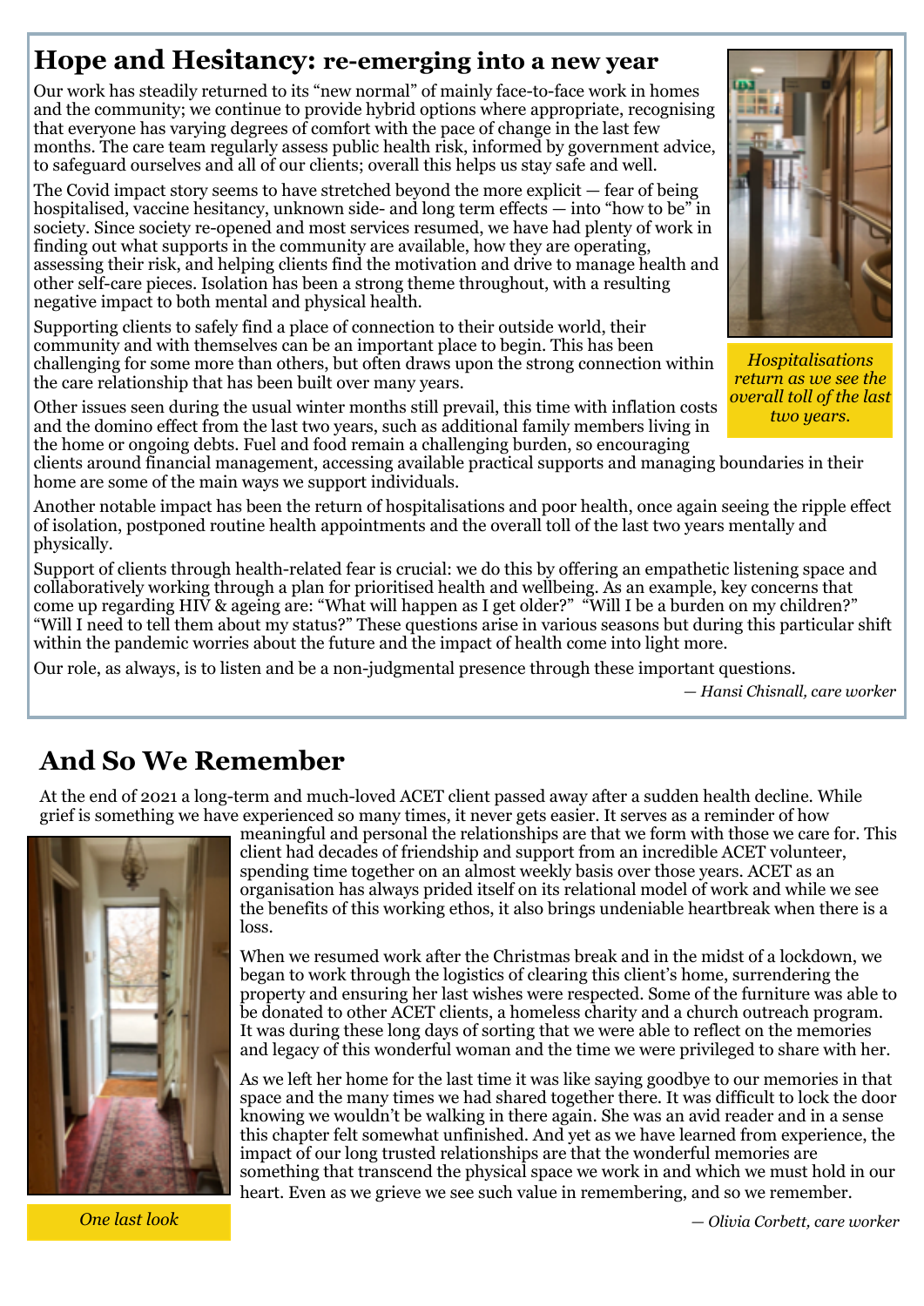# Hope and Hesitancy: re-emerging into a new year

Our work has steadily returned to its "new normal" of mainly face-to-face work in homes and the community; we continue to provide hybrid options where appropriate, recognising that everyone has varying degrees of comfort with the pace of change in the last few months. The care team regularly assess public health risk, informed by government advice, to safeguard ourselves and all of our clients; overall this helps us stay safe and well.

The Covid impact story seems to have stretched beyond the more explicit — fear of being hospitalised, vaccine hesitancy, unknown side- and long term effects — into "how to be" in society. Since society re-opened and most services resumed, we have had plenty of work in finding out what supports in the community are available, how they are operating, assessing their risk, and helping clients find the motivation and drive to manage health and other self-care pieces. Isolation has been a strong theme throughout, with a resulting negative impact to both mental and physical health.

Supporting clients to safely find a place of connection to their outside world, their community and with themselves can be an important place to begin. This has been challenging for some more than others, but often draws upon the strong connection within the care relationship that has been built over many years.

*Hospitalisations return as we see the overall toll of the last two years.*

Other issues seen during the usual winter months still prevail, this time with inflation costs and the domino effect from the last two years, such as additional family members living in the home or ongoing debts. Fuel and food remain a challenging burden, so encouraging clients around financial management, accessing available practical supports and managing boundaries in their home are some of the main ways we support individuals.

Another notable impact has been the return of hospitalisations and poor health, once again seeing the ripple effect of isolation, postponed routine health appointments and the overall toll of the last two years mentally and physically.

Support of clients through health-related fear is crucial: we do this by offering an empathetic listening space and collaboratively working through a plan for prioritised health and wellbeing. As an example, key concerns that come up regarding HIV & ageing are: "What will happen as I get older?" "Will I be a burden on my children?" "Will I need to tell them about my status?" These questions arise in various seasons but during this particular shift within the pandemic worries about the future and the impact of health come into light more.

Our role, as always, is to listen and be a non-judgmental presence through these important questions.

*— Hansi Chisnall, care worker*

# And So We Remember

At the end of 2021 a long-term and much-loved ACET client passed away after a sudden health decline. While grief is something we have experienced so many times, it never gets easier. It serves as a reminder of how meaningful and personal the relationships are that we form with those we care for. This client had decades of friendship and support from an incredible ACET volunteer, spending time together on an almost weekly basis over those years. ACET as an organisation has always prided itself on its relational model of work and while we see the benefits of this working ethos, it also brings undeniable heartbreak when there is a loss.

When we resumed work after the Christmas break and in the midst of a lockdown, we began to work through the logistics of clearing this client's home, surrendering the property and ensuring her last wishes were respected. Some of the furniture was able to be donated to other ACET clients, a homeless charity and a church outreach program. It was during these long days of sorting that we were able to reflect on the memories and legacy of this wonderful woman and the time we were privileged to share with her.

As we left her home for the last time it was like saying goodbye to our memories in that space and the many times we had shared together there. It was difficult to lock the door knowing we wouldn't be walking in there again. She was an avid reader and in a sense this chapter felt somewhat unfinished. And yet as we have learned from experience, the impact of our long trusted relationships are that the wonderful memories are something that transcend the physical space we work in and which we must hold in our heart. Even as we grieve we see such value in remembering, and so we remember.

*One last look*

*— Olivia Corbett, care worker*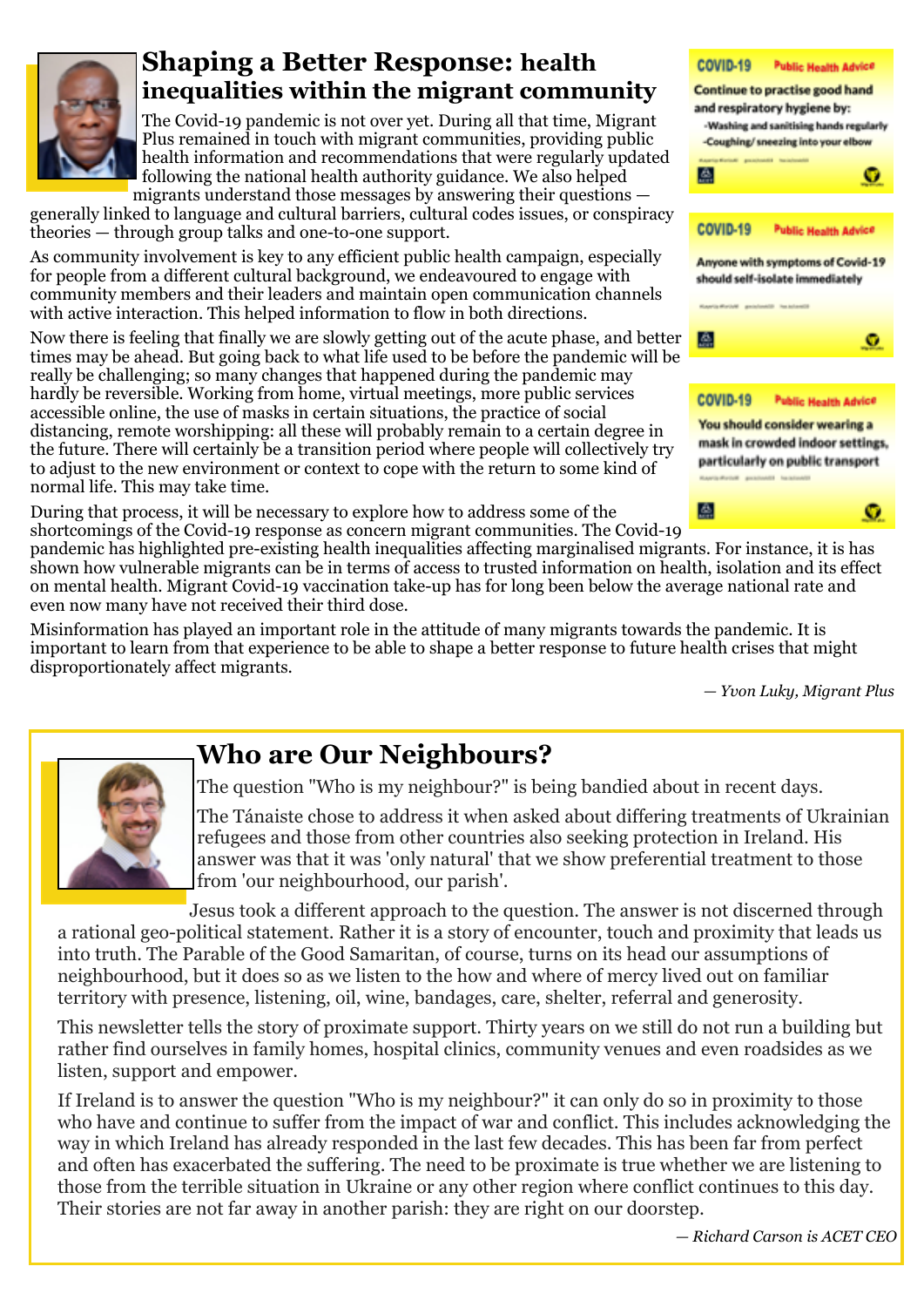# Shaping a Better Response: health inequalities within the migrant community

The Covid-19 pandemic is not over yet. During all that time, Migrant Plus remained in touch with migrant communities, providing public health information and recommendations that were regularly updated following the national health authority guidance. We also helped migrants understand those messages by answering their questions — generally linked to language and cultural barriers, cultural codes issues, or conspiracy theories — through group talks and one-to-one support.

As community involvement is key to any efficient public health campaign, especially for people from a different cultural background, we endeavoured to engage with community members and their leaders and maintain open communication channels with active interaction. This helped information to flow in both directions.

Now there is feeling that finally we are slowly getting out of the acute phase, and better times may be ahead. But going back to what life used to be before the pandemic will be really be challenging; so many changes that happened during the pandemic may hardly be reversible. Working from home, virtual meetings, more public services accessible online, the use of masks in certain situations, the practice of social distancing, remote worshipping: all these will probably remain to a certain degree in the future. There will certainly be a transition period where people will collectively try to adjust to the new environment or context to cope with the return to some kind of normal life. This may take time.

During that process, it will be necessary to explore how to address some of the shortcomings of the Covid-19 response as concern migrant communities. The Covid-19 pandemic has highlighted pre-existing health inequalities affecting marginalised migrants. For instance, it is has shown how vulnerable migrants can be in terms of access to trusted information on health, isolation and its effect on mental health. Migrant Covid-19 vaccination take-up has for long been below the average national rate and even now many have not received their third dose.

Misinformation has played an important role in the attitude of many migrants towards the pandemic. It is important to learn from that experience to be able to shape a better response to future health crises that might disproportionately affect migrants.

*— Yvon Luky, Migrant Plus*

**COVID-19 Public Health Advice**
Continue to practise good hand and respiratory hygiene by:
- Washing and sanitising hands regularly
- Coughing/ sneezing into your elbow

**COVID-19 Public Health Advice**
Anyone with symptoms of Covid-19 should self-isolate immediately

**COVID-19 Public Health Advice**
You should consider wearing a mask in crowded indoor settings, particularly on public transport

# Who are Our Neighbours?

The question "Who is my neighbour?" is being bandied about in recent days.

The Tánaiste chose to address it when asked about differing treatments of Ukrainian refugees and those from other countries also seeking protection in Ireland. His answer was that it was 'only natural' that we show preferential treatment to those from 'our neighbourhood, our parish'.

Jesus took a different approach to the question. The answer is not discerned through a rational geo-political statement. Rather it is a story of encounter, touch and proximity that leads us into truth. The Parable of the Good Samaritan, of course, turns on its head our assumptions of neighbourhood, but it does so as we listen to the how and where of mercy lived out on familiar territory with presence, listening, oil, wine, bandages, care, shelter, referral and generosity.

This newsletter tells the story of proximate support. Thirty years on we still do not run a building but rather find ourselves in family homes, hospital clinics, community venues and even roadsides as we listen, support and empower.

If Ireland is to answer the question "Who is my neighbour?" it can only do so in proximity to those who have and continue to suffer from the impact of war and conflict. This includes acknowledging the way in which Ireland has already responded in the last few decades. This has been far from perfect and often has exacerbated the suffering. The need to be proximate is true whether we are listening to those from the terrible situation in Ukraine or any other region where conflict continues to this day. Their stories are not far away in another parish: they are right on our doorstep.

*— Richard Carson is ACET CEO*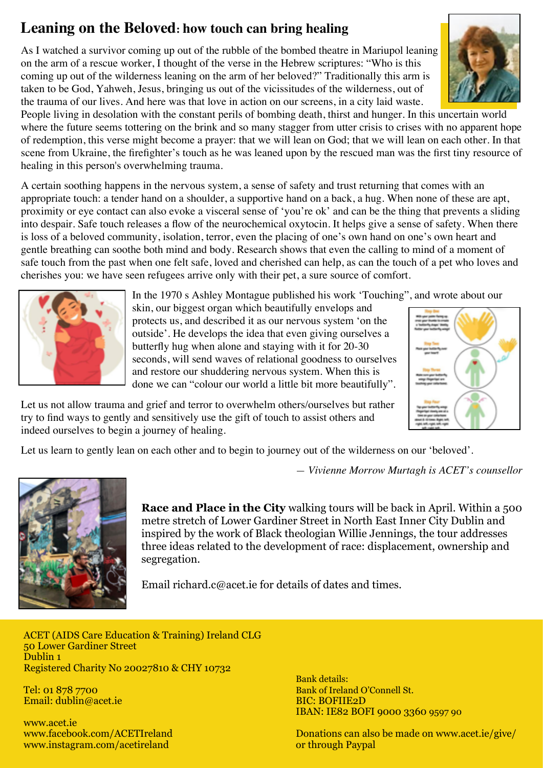# Leaning on the Beloved: how touch can bring healing

As I watched a survivor coming up out of the rubble of the bombed theatre in Mariupol leaning on the arm of a rescue worker, I thought of the verse in the Hebrew scriptures: "Who is this coming up out of the wilderness leaning on the arm of her beloved?" Traditionally this arm is taken to be God, Yahweh, Jesus, bringing us out of the vicissitudes of the wilderness, out of the trauma of our lives. And here was that love in action on our screens, in a city laid waste. People living in desolation with the constant perils of bombing death, thirst and hunger. In this uncertain world where the future seems tottering on the brink and so many stagger from utter crisis to crises with no apparent hope of redemption, this verse might become a prayer: that we will lean on God; that we will lean on each other. In that scene from Ukraine, the firefighter's touch as he was leaned upon by the rescued man was the first tiny resource of healing in this person's overwhelming trauma.

A certain soothing happens in the nervous system, a sense of safety and trust returning that comes with an appropriate touch: a tender hand on a shoulder, a supportive hand on a back, a hug. When none of these are apt, proximity or eye contact can also evoke a visceral sense of 'you're ok' and can be the thing that prevents a sliding into despair. Safe touch releases a flow of the neurochemical oxytocin. It helps give a sense of safety. When there is loss of a beloved community, isolation, terror, even the placing of one's own hand on one's own heart and gentle breathing can soothe both mind and body. Research shows that even the calling to mind of a moment of safe touch from the past when one felt safe, loved and cherished can help, as can the touch of a pet who loves and cherishes you: we have seen refugees arrive only with their pet, a sure source of comfort.

In the 1970 s Ashley Montague published his work 'Touching", and wrote about our skin, our biggest organ which beautifully envelops and protects us, and described it as our nervous system 'on the outside'. He develops the idea that even giving ourselves a butterfly hug when alone and staying with it for 20-30 seconds, will send waves of relational goodness to ourselves and restore our shuddering nervous system. When this is done we can "colour our world a little bit more beautifully".

Let us not allow trauma and grief and terror to overwhelm others/ourselves but rather try to find ways to gently and sensitively use the gift of touch to assist others and indeed ourselves to begin a journey of healing.

Let us learn to gently lean on each other and to begin to journey out of the wilderness on our 'beloved'.

*— Vivienne Morrow Murtagh is ACET's counsellor*

**Race and Place in the City** walking tours will be back in April. Within a 500 metre stretch of Lower Gardiner Street in North East Inner City Dublin and inspired by the work of Black theologian Willie Jennings, the tour addresses three ideas related to the development of race: displacement, ownership and segregation.

Email richard.c@acet.ie for details of dates and times.

ACET (AIDS Care Education & Training) Ireland CLG
50 Lower Gardiner Street
Dublin 1
Registered Charity No 20027810 & CHY 10732

Tel: 01 878 7700
Email: dublin@acet.ie

www.acet.ie
www.facebook.com/ACETIreland
www.instagram.com/acetireland

Bank details:
Bank of Ireland O'Connell St.
BIC: BOFIIE2D
IBAN: IE82 BOFI 9000 3360 9597 90

Donations can also be made on www.acet.ie/give/ or through Paypal